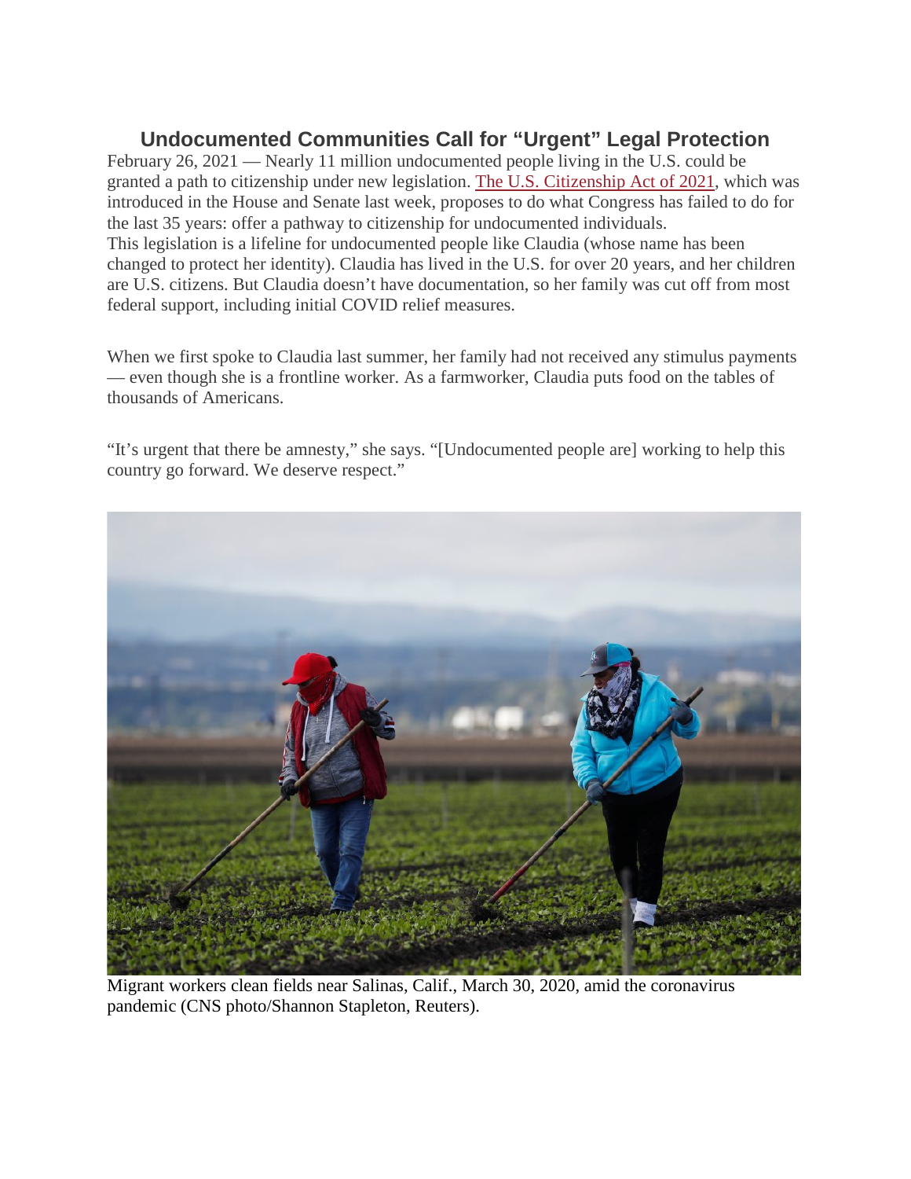# Undocumented Communities Call for "Urgent" Legal Protection

February 26, 2021 — Nearly 11 million undocumented people living in the U.S. could be granted a path to citizenship under new legislation. The U.S. Citizenship Act of 2021, which was introduced in the House and Senate last week, proposes to do what Congress has failed to do for the last 35 years: offer a pathway to citizenship for undocumented individuals.

This legislation is a lifeline for undocumented people like Claudia (whose name has been changed to protect her identity). Claudia has lived in the U.S. for over 20 years, and her children are U.S. citizens. But Claudia doesn't have documentation, so her family was cut off from most federal support, including initial COVID relief measures.

When we first spoke to Claudia last summer, her family had not received any stimulus payments — even though she is a frontline worker. As a farmworker, Claudia puts food on the tables of thousands of Americans.

"It's urgent that there be amnesty," she says. "[Undocumented people are] working to help this country go forward. We deserve respect."

Migrant workers clean fields near Salinas, Calif., March 30, 2020, amid the coronavirus pandemic (CNS photo/Shannon Stapleton, Reuters).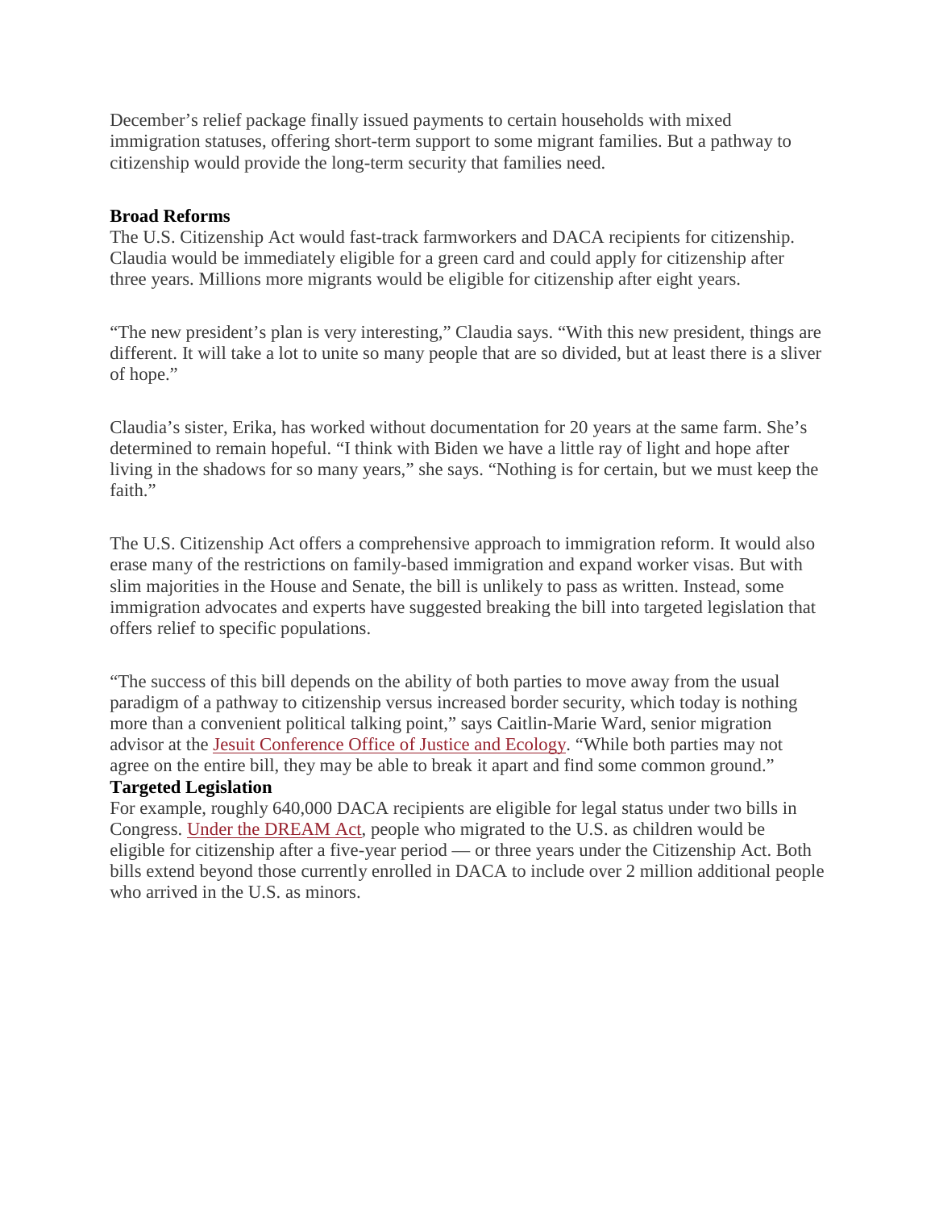December's relief package finally issued payments to certain households with mixed immigration statuses, offering short-term support to some migrant families. But a pathway to citizenship would provide the long-term security that families need.

**Broad Reforms**

The U.S. Citizenship Act would fast-track farmworkers and DACA recipients for citizenship. Claudia would be immediately eligible for a green card and could apply for citizenship after three years. Millions more migrants would be eligible for citizenship after eight years.

"The new president's plan is very interesting," Claudia says. "With this new president, things are different. It will take a lot to unite so many people that are so divided, but at least there is a sliver of hope."

Claudia's sister, Erika, has worked without documentation for 20 years at the same farm. She's determined to remain hopeful. "I think with Biden we have a little ray of light and hope after living in the shadows for so many years," she says. "Nothing is for certain, but we must keep the faith."

The U.S. Citizenship Act offers a comprehensive approach to immigration reform. It would also erase many of the restrictions on family-based immigration and expand worker visas. But with slim majorities in the House and Senate, the bill is unlikely to pass as written. Instead, some immigration advocates and experts have suggested breaking the bill into targeted legislation that offers relief to specific populations.

"The success of this bill depends on the ability of both parties to move away from the usual paradigm of a pathway to citizenship versus increased border security, which today is nothing more than a convenient political talking point," says Caitlin-Marie Ward, senior migration advisor at the Jesuit Conference Office of Justice and Ecology. "While both parties may not agree on the entire bill, they may be able to break it apart and find some common ground."

**Targeted Legislation**

For example, roughly 640,000 DACA recipients are eligible for legal status under two bills in Congress. Under the DREAM Act, people who migrated to the U.S. as children would be eligible for citizenship after a five-year period — or three years under the Citizenship Act. Both bills extend beyond those currently enrolled in DACA to include over 2 million additional people who arrived in the U.S. as minors.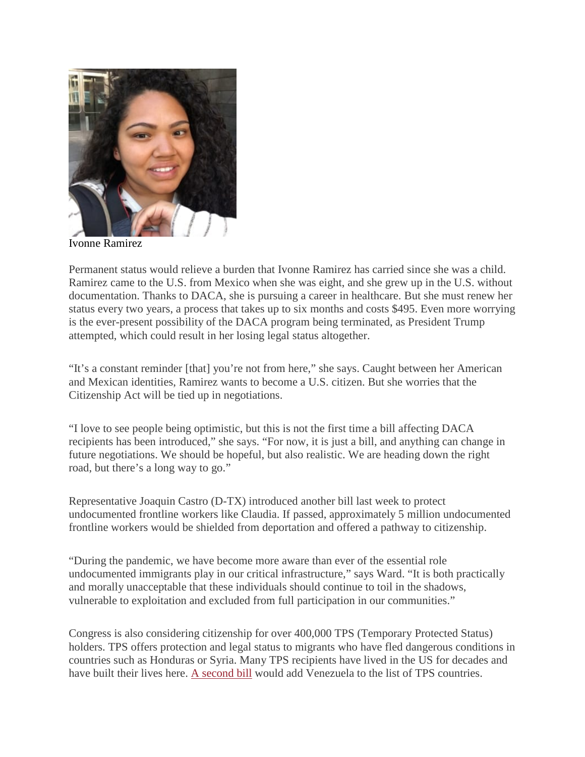Ivonne Ramirez

Permanent status would relieve a burden that Ivonne Ramirez has carried since she was a child. Ramirez came to the U.S. from Mexico when she was eight, and she grew up in the U.S. without documentation. Thanks to DACA, she is pursuing a career in healthcare. But she must renew her status every two years, a process that takes up to six months and costs $495. Even more worrying is the ever-present possibility of the DACA program being terminated, as President Trump attempted, which could result in her losing legal status altogether.

"It's a constant reminder [that] you're not from here," she says. Caught between her American and Mexican identities, Ramirez wants to become a U.S. citizen. But she worries that the Citizenship Act will be tied up in negotiations.

"I love to see people being optimistic, but this is not the first time a bill affecting DACA recipients has been introduced," she says. "For now, it is just a bill, and anything can change in future negotiations. We should be hopeful, but also realistic. We are heading down the right road, but there's a long way to go."

Representative Joaquin Castro (D-TX) introduced another bill last week to protect undocumented frontline workers like Claudia. If passed, approximately 5 million undocumented frontline workers would be shielded from deportation and offered a pathway to citizenship.

"During the pandemic, we have become more aware than ever of the essential role undocumented immigrants play in our critical infrastructure," says Ward. "It is both practically and morally unacceptable that these individuals should continue to toil in the shadows, vulnerable to exploitation and excluded from full participation in our communities."

Congress is also considering citizenship for over 400,000 TPS (Temporary Protected Status) holders. TPS offers protection and legal status to migrants who have fled dangerous conditions in countries such as Honduras or Syria. Many TPS recipients have lived in the US for decades and have built their lives here. A second bill would add Venezuela to the list of TPS countries.